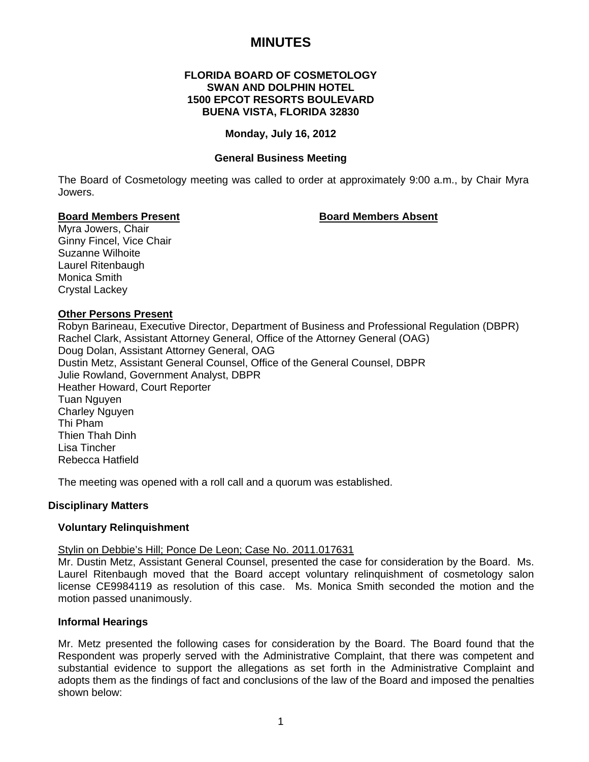# MINUTES

**FLORIDA BOARD OF COSMETOLOGY**
**SWAN AND DOLPHIN HOTEL**
**1500 EPCOT RESORTS BOULEVARD**
**BUENA VISTA, FLORIDA 32830**

**Monday, July 16, 2012**

**General Business Meeting**

The Board of Cosmetology meeting was called to order at approximately 9:00 a.m., by Chair Myra Jowers.

**Board Members Present**

Myra Jowers, Chair
Ginny Fincel, Vice Chair
Suzanne Wilhoite
Laurel Ritenbaugh
Monica Smith
Crystal Lackey

**Board Members Absent**

**Other Persons Present**

Robyn Barineau, Executive Director, Department of Business and Professional Regulation (DBPR)
Rachel Clark, Assistant Attorney General, Office of the Attorney General (OAG)
Doug Dolan, Assistant Attorney General, OAG
Dustin Metz, Assistant General Counsel, Office of the General Counsel, DBPR
Julie Rowland, Government Analyst, DBPR
Heather Howard, Court Reporter
Tuan Nguyen
Charley Nguyen
Thi Pham
Thien Thah Dinh
Lisa Tincher
Rebecca Hatfield

The meeting was opened with a roll call and a quorum was established.

## Disciplinary Matters

### Voluntary Relinquishment

Stylin on Debbie's Hill; Ponce De Leon; Case No. 2011.017631
Mr. Dustin Metz, Assistant General Counsel, presented the case for consideration by the Board. Ms. Laurel Ritenbaugh moved that the Board accept voluntary relinquishment of cosmetology salon license CE9984119 as resolution of this case. Ms. Monica Smith seconded the motion and the motion passed unanimously.

### Informal Hearings

Mr. Metz presented the following cases for consideration by the Board. The Board found that the Respondent was properly served with the Administrative Complaint, that there was competent and substantial evidence to support the allegations as set forth in the Administrative Complaint and adopts them as the findings of fact and conclusions of the law of the Board and imposed the penalties shown below: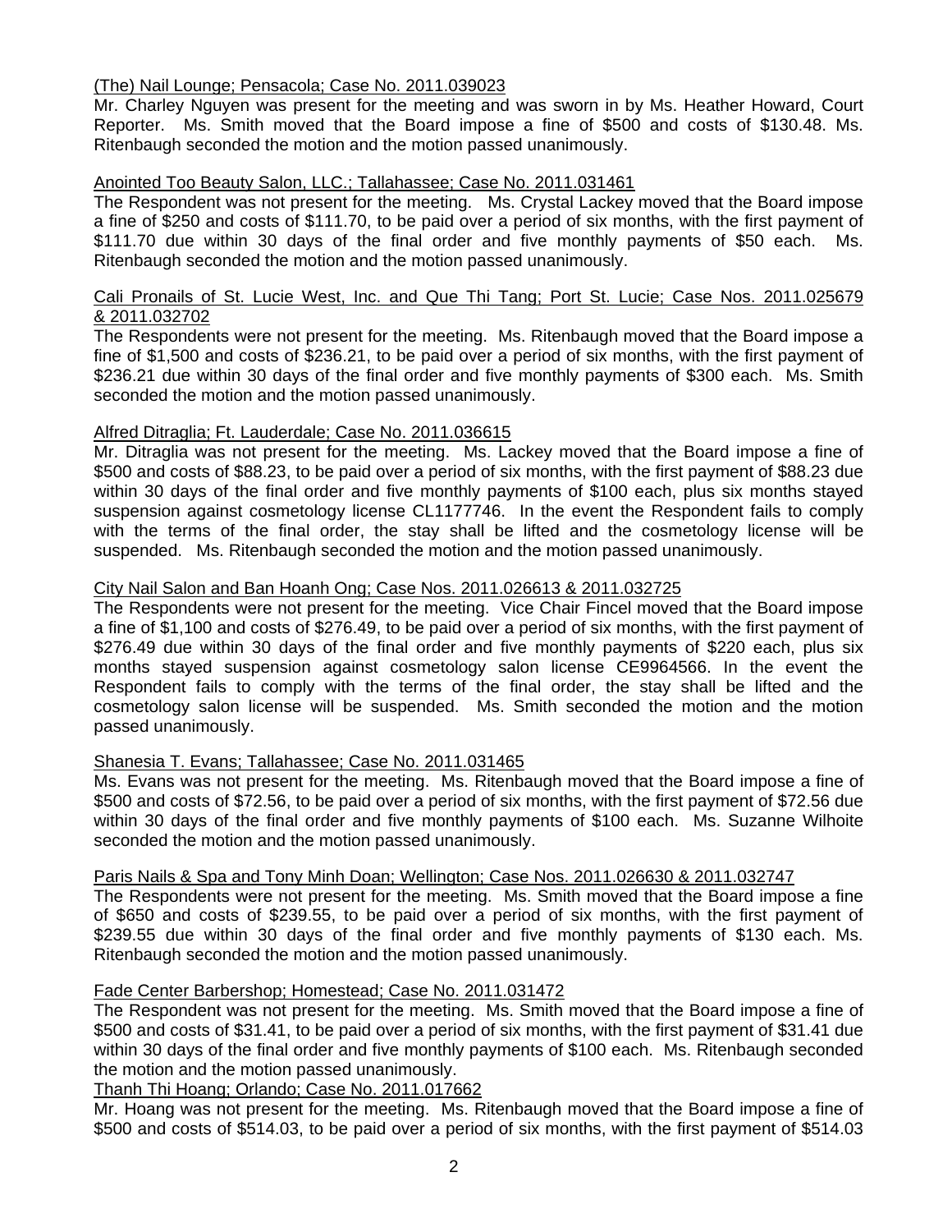<u>(The) Nail Lounge; Pensacola; Case No. 2011.039023</u>

Mr. Charley Nguyen was present for the meeting and was sworn in by Ms. Heather Howard, Court Reporter. Ms. Smith moved that the Board impose a fine of $500 and costs of $130.48. Ms. Ritenbaugh seconded the motion and the motion passed unanimously.

<u>Anointed Too Beauty Salon, LLC.; Tallahassee; Case No. 2011.031461</u>

The Respondent was not present for the meeting. Ms. Crystal Lackey moved that the Board impose a fine of $250 and costs of $111.70, to be paid over a period of six months, with the first payment of $111.70 due within 30 days of the final order and five monthly payments of $50 each. Ms. Ritenbaugh seconded the motion and the motion passed unanimously.

<u>Cali Pronails of St. Lucie West, Inc. and Que Thi Tang; Port St. Lucie; Case Nos. 2011.025679 & 2011.032702</u>

The Respondents were not present for the meeting. Ms. Ritenbaugh moved that the Board impose a fine of $1,500 and costs of $236.21, to be paid over a period of six months, with the first payment of $236.21 due within 30 days of the final order and five monthly payments of $300 each. Ms. Smith seconded the motion and the motion passed unanimously.

<u>Alfred Ditraglia; Ft. Lauderdale; Case No. 2011.036615</u>

Mr. Ditraglia was not present for the meeting. Ms. Lackey moved that the Board impose a fine of $500 and costs of $88.23, to be paid over a period of six months, with the first payment of $88.23 due within 30 days of the final order and five monthly payments of $100 each, plus six months stayed suspension against cosmetology license CL1177746. In the event the Respondent fails to comply with the terms of the final order, the stay shall be lifted and the cosmetology license will be suspended. Ms. Ritenbaugh seconded the motion and the motion passed unanimously.

<u>City Nail Salon and Ban Hoanh Ong; Case Nos. 2011.026613 & 2011.032725</u>

The Respondents were not present for the meeting. Vice Chair Fincel moved that the Board impose a fine of $1,100 and costs of $276.49, to be paid over a period of six months, with the first payment of $276.49 due within 30 days of the final order and five monthly payments of $220 each, plus six months stayed suspension against cosmetology salon license CE9964566. In the event the Respondent fails to comply with the terms of the final order, the stay shall be lifted and the cosmetology salon license will be suspended. Ms. Smith seconded the motion and the motion passed unanimously.

<u>Shanesia T. Evans; Tallahassee; Case No. 2011.031465</u>

Ms. Evans was not present for the meeting. Ms. Ritenbaugh moved that the Board impose a fine of $500 and costs of $72.56, to be paid over a period of six months, with the first payment of $72.56 due within 30 days of the final order and five monthly payments of $100 each. Ms. Suzanne Wilhoite seconded the motion and the motion passed unanimously.

<u>Paris Nails & Spa and Tony Minh Doan; Wellington; Case Nos. 2011.026630 & 2011.032747</u>

The Respondents were not present for the meeting. Ms. Smith moved that the Board impose a fine of $650 and costs of $239.55, to be paid over a period of six months, with the first payment of $239.55 due within 30 days of the final order and five monthly payments of $130 each. Ms. Ritenbaugh seconded the motion and the motion passed unanimously.

<u>Fade Center Barbershop; Homestead; Case No. 2011.031472</u>

The Respondent was not present for the meeting. Ms. Smith moved that the Board impose a fine of $500 and costs of $31.41, to be paid over a period of six months, with the first payment of $31.41 due within 30 days of the final order and five monthly payments of $100 each. Ms. Ritenbaugh seconded the motion and the motion passed unanimously.

<u>Thanh Thi Hoang; Orlando; Case No. 2011.017662</u>

Mr. Hoang was not present for the meeting. Ms. Ritenbaugh moved that the Board impose a fine of $500 and costs of $514.03, to be paid over a period of six months, with the first payment of $514.03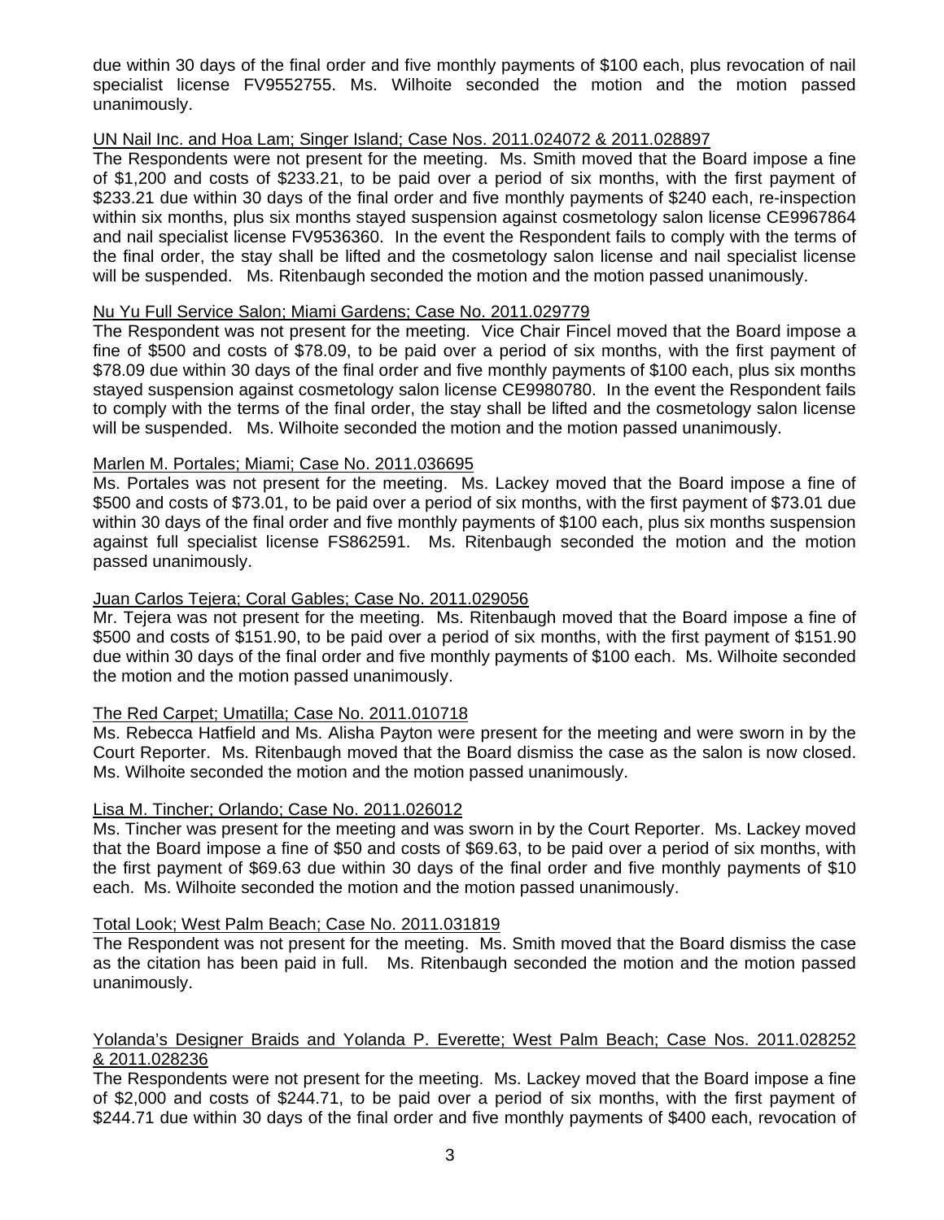due within 30 days of the final order and five monthly payments of $100 each, plus revocation of nail specialist license FV9552755. Ms. Wilhoite seconded the motion and the motion passed unanimously.

UN Nail Inc. and Hoa Lam; Singer Island; Case Nos. 2011.024072 & 2011.028897

The Respondents were not present for the meeting. Ms. Smith moved that the Board impose a fine of $1,200 and costs of $233.21, to be paid over a period of six months, with the first payment of $233.21 due within 30 days of the final order and five monthly payments of $240 each, re-inspection within six months, plus six months stayed suspension against cosmetology salon license CE9967864 and nail specialist license FV9536360. In the event the Respondent fails to comply with the terms of the final order, the stay shall be lifted and the cosmetology salon license and nail specialist license will be suspended. Ms. Ritenbaugh seconded the motion and the motion passed unanimously.

Nu Yu Full Service Salon; Miami Gardens; Case No. 2011.029779

The Respondent was not present for the meeting. Vice Chair Fincel moved that the Board impose a fine of $500 and costs of $78.09, to be paid over a period of six months, with the first payment of $78.09 due within 30 days of the final order and five monthly payments of $100 each, plus six months stayed suspension against cosmetology salon license CE9980780. In the event the Respondent fails to comply with the terms of the final order, the stay shall be lifted and the cosmetology salon license will be suspended. Ms. Wilhoite seconded the motion and the motion passed unanimously.

Marlen M. Portales; Miami; Case No. 2011.036695

Ms. Portales was not present for the meeting. Ms. Lackey moved that the Board impose a fine of $500 and costs of $73.01, to be paid over a period of six months, with the first payment of $73.01 due within 30 days of the final order and five monthly payments of $100 each, plus six months suspension against full specialist license FS862591. Ms. Ritenbaugh seconded the motion and the motion passed unanimously.

Juan Carlos Tejera; Coral Gables; Case No. 2011.029056

Mr. Tejera was not present for the meeting. Ms. Ritenbaugh moved that the Board impose a fine of $500 and costs of $151.90, to be paid over a period of six months, with the first payment of $151.90 due within 30 days of the final order and five monthly payments of $100 each. Ms. Wilhoite seconded the motion and the motion passed unanimously.

The Red Carpet; Umatilla; Case No. 2011.010718

Ms. Rebecca Hatfield and Ms. Alisha Payton were present for the meeting and were sworn in by the Court Reporter. Ms. Ritenbaugh moved that the Board dismiss the case as the salon is now closed. Ms. Wilhoite seconded the motion and the motion passed unanimously.

Lisa M. Tincher; Orlando; Case No. 2011.026012

Ms. Tincher was present for the meeting and was sworn in by the Court Reporter. Ms. Lackey moved that the Board impose a fine of $50 and costs of $69.63, to be paid over a period of six months, with the first payment of $69.63 due within 30 days of the final order and five monthly payments of $10 each. Ms. Wilhoite seconded the motion and the motion passed unanimously.

Total Look; West Palm Beach; Case No. 2011.031819

The Respondent was not present for the meeting. Ms. Smith moved that the Board dismiss the case as the citation has been paid in full. Ms. Ritenbaugh seconded the motion and the motion passed unanimously.

Yolanda's Designer Braids and Yolanda P. Everette; West Palm Beach; Case Nos. 2011.028252 & 2011.028236

The Respondents were not present for the meeting. Ms. Lackey moved that the Board impose a fine of $2,000 and costs of $244.71, to be paid over a period of six months, with the first payment of $244.71 due within 30 days of the final order and five monthly payments of $400 each, revocation of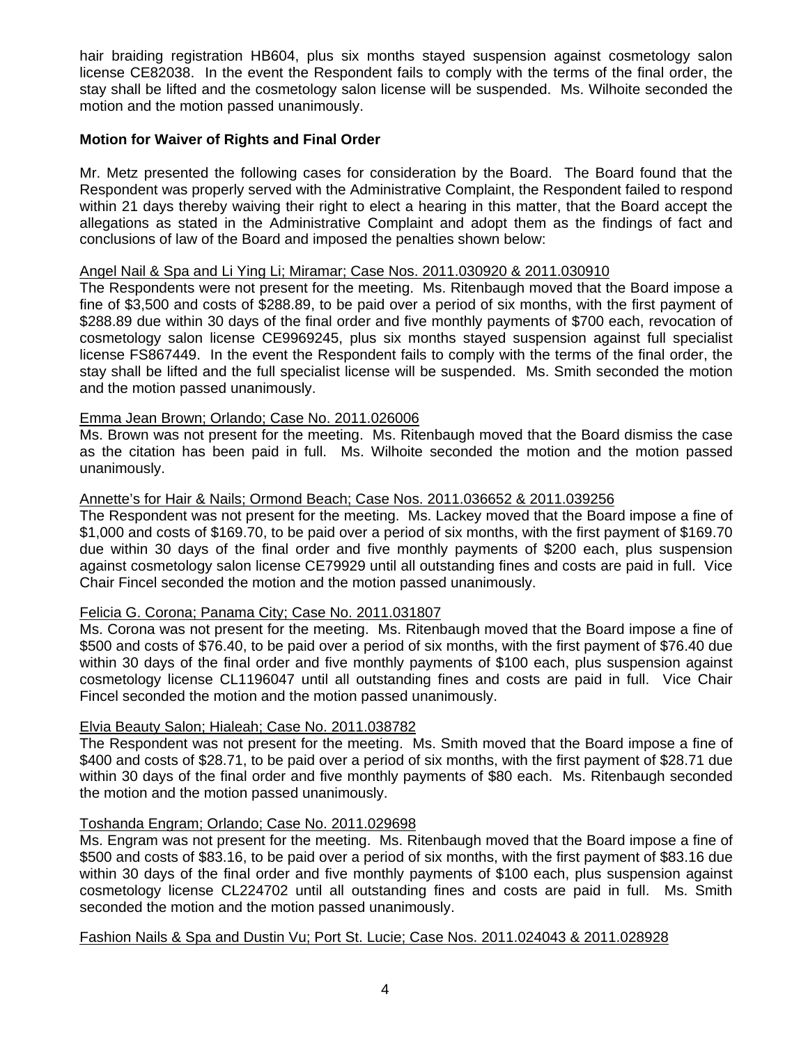hair braiding registration HB604, plus six months stayed suspension against cosmetology salon license CE82038. In the event the Respondent fails to comply with the terms of the final order, the stay shall be lifted and the cosmetology salon license will be suspended. Ms. Wilhoite seconded the motion and the motion passed unanimously.

**Motion for Waiver of Rights and Final Order**

Mr. Metz presented the following cases for consideration by the Board. The Board found that the Respondent was properly served with the Administrative Complaint, the Respondent failed to respond within 21 days thereby waiving their right to elect a hearing in this matter, that the Board accept the allegations as stated in the Administrative Complaint and adopt them as the findings of fact and conclusions of law of the Board and imposed the penalties shown below:

Angel Nail & Spa and Li Ying Li; Miramar; Case Nos. 2011.030920 & 2011.030910

The Respondents were not present for the meeting. Ms. Ritenbaugh moved that the Board impose a fine of $3,500 and costs of $288.89, to be paid over a period of six months, with the first payment of $288.89 due within 30 days of the final order and five monthly payments of $700 each, revocation of cosmetology salon license CE9969245, plus six months stayed suspension against full specialist license FS867449. In the event the Respondent fails to comply with the terms of the final order, the stay shall be lifted and the full specialist license will be suspended. Ms. Smith seconded the motion and the motion passed unanimously.

Emma Jean Brown; Orlando; Case No. 2011.026006

Ms. Brown was not present for the meeting. Ms. Ritenbaugh moved that the Board dismiss the case as the citation has been paid in full. Ms. Wilhoite seconded the motion and the motion passed unanimously.

Annette's for Hair & Nails; Ormond Beach; Case Nos. 2011.036652 & 2011.039256

The Respondent was not present for the meeting. Ms. Lackey moved that the Board impose a fine of $1,000 and costs of $169.70, to be paid over a period of six months, with the first payment of $169.70 due within 30 days of the final order and five monthly payments of $200 each, plus suspension against cosmetology salon license CE79929 until all outstanding fines and costs are paid in full. Vice Chair Fincel seconded the motion and the motion passed unanimously.

Felicia G. Corona; Panama City; Case No. 2011.031807

Ms. Corona was not present for the meeting. Ms. Ritenbaugh moved that the Board impose a fine of $500 and costs of $76.40, to be paid over a period of six months, with the first payment of $76.40 due within 30 days of the final order and five monthly payments of $100 each, plus suspension against cosmetology license CL1196047 until all outstanding fines and costs are paid in full. Vice Chair Fincel seconded the motion and the motion passed unanimously.

Elvia Beauty Salon; Hialeah; Case No. 2011.038782

The Respondent was not present for the meeting. Ms. Smith moved that the Board impose a fine of $400 and costs of $28.71, to be paid over a period of six months, with the first payment of $28.71 due within 30 days of the final order and five monthly payments of $80 each. Ms. Ritenbaugh seconded the motion and the motion passed unanimously.

Toshanda Engram; Orlando; Case No. 2011.029698

Ms. Engram was not present for the meeting. Ms. Ritenbaugh moved that the Board impose a fine of $500 and costs of $83.16, to be paid over a period of six months, with the first payment of $83.16 due within 30 days of the final order and five monthly payments of $100 each, plus suspension against cosmetology license CL224702 until all outstanding fines and costs are paid in full. Ms. Smith seconded the motion and the motion passed unanimously.

Fashion Nails & Spa and Dustin Vu; Port St. Lucie; Case Nos. 2011.024043 & 2011.028928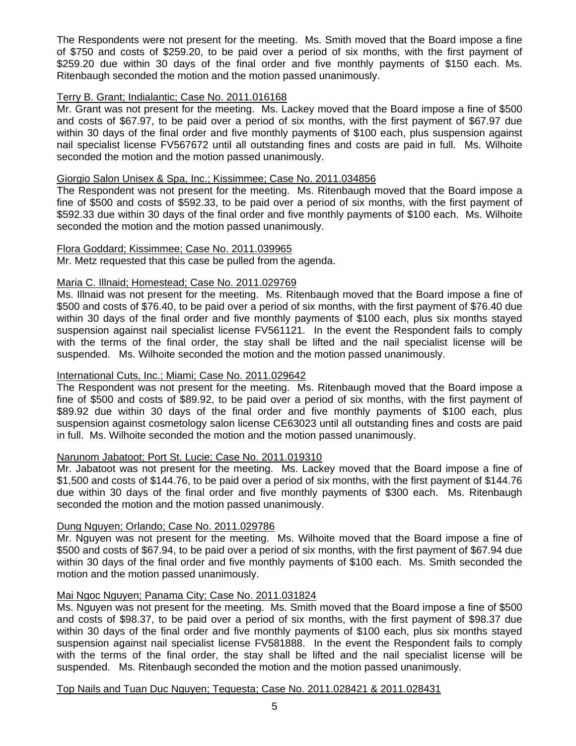The Respondents were not present for the meeting. Ms. Smith moved that the Board impose a fine of $750 and costs of $259.20, to be paid over a period of six months, with the first payment of $259.20 due within 30 days of the final order and five monthly payments of $150 each. Ms. Ritenbaugh seconded the motion and the motion passed unanimously.

<u>Terry B. Grant; Indialantic; Case No. 2011.016168</u>

Mr. Grant was not present for the meeting. Ms. Lackey moved that the Board impose a fine of $500 and costs of $67.97, to be paid over a period of six months, with the first payment of $67.97 due within 30 days of the final order and five monthly payments of $100 each, plus suspension against nail specialist license FV567672 until all outstanding fines and costs are paid in full. Ms. Wilhoite seconded the motion and the motion passed unanimously.

<u>Giorgio Salon Unisex & Spa, Inc.; Kissimmee; Case No. 2011.034856</u>

The Respondent was not present for the meeting. Ms. Ritenbaugh moved that the Board impose a fine of $500 and costs of $592.33, to be paid over a period of six months, with the first payment of $592.33 due within 30 days of the final order and five monthly payments of $100 each. Ms. Wilhoite seconded the motion and the motion passed unanimously.

<u>Flora Goddard; Kissimmee; Case No. 2011.039965</u>

Mr. Metz requested that this case be pulled from the agenda.

<u>Maria C. Illnaid; Homestead; Case No. 2011.029769</u>

Ms. Illnaid was not present for the meeting. Ms. Ritenbaugh moved that the Board impose a fine of $500 and costs of $76.40, to be paid over a period of six months, with the first payment of $76.40 due within 30 days of the final order and five monthly payments of $100 each, plus six months stayed suspension against nail specialist license FV561121. In the event the Respondent fails to comply with the terms of the final order, the stay shall be lifted and the nail specialist license will be suspended. Ms. Wilhoite seconded the motion and the motion passed unanimously.

<u>International Cuts, Inc.; Miami; Case No. 2011.029642</u>

The Respondent was not present for the meeting. Ms. Ritenbaugh moved that the Board impose a fine of $500 and costs of $89.92, to be paid over a period of six months, with the first payment of $89.92 due within 30 days of the final order and five monthly payments of $100 each, plus suspension against cosmetology salon license CE63023 until all outstanding fines and costs are paid in full. Ms. Wilhoite seconded the motion and the motion passed unanimously.

<u>Narunom Jabatoot; Port St. Lucie; Case No. 2011.019310</u>

Mr. Jabatoot was not present for the meeting. Ms. Lackey moved that the Board impose a fine of $1,500 and costs of $144.76, to be paid over a period of six months, with the first payment of $144.76 due within 30 days of the final order and five monthly payments of $300 each. Ms. Ritenbaugh seconded the motion and the motion passed unanimously.

<u>Dung Nguyen; Orlando; Case No. 2011.029786</u>

Mr. Nguyen was not present for the meeting. Ms. Wilhoite moved that the Board impose a fine of $500 and costs of $67.94, to be paid over a period of six months, with the first payment of $67.94 due within 30 days of the final order and five monthly payments of $100 each. Ms. Smith seconded the motion and the motion passed unanimously.

<u>Mai Ngoc Nguyen; Panama City; Case No. 2011.031824</u>

Ms. Nguyen was not present for the meeting. Ms. Smith moved that the Board impose a fine of $500 and costs of $98.37, to be paid over a period of six months, with the first payment of $98.37 due within 30 days of the final order and five monthly payments of $100 each, plus six months stayed suspension against nail specialist license FV581888. In the event the Respondent fails to comply with the terms of the final order, the stay shall be lifted and the nail specialist license will be suspended. Ms. Ritenbaugh seconded the motion and the motion passed unanimously.

<u>Top Nails and Tuan Duc Nguyen; Tequesta; Case No. 2011.028421 & 2011.028431</u>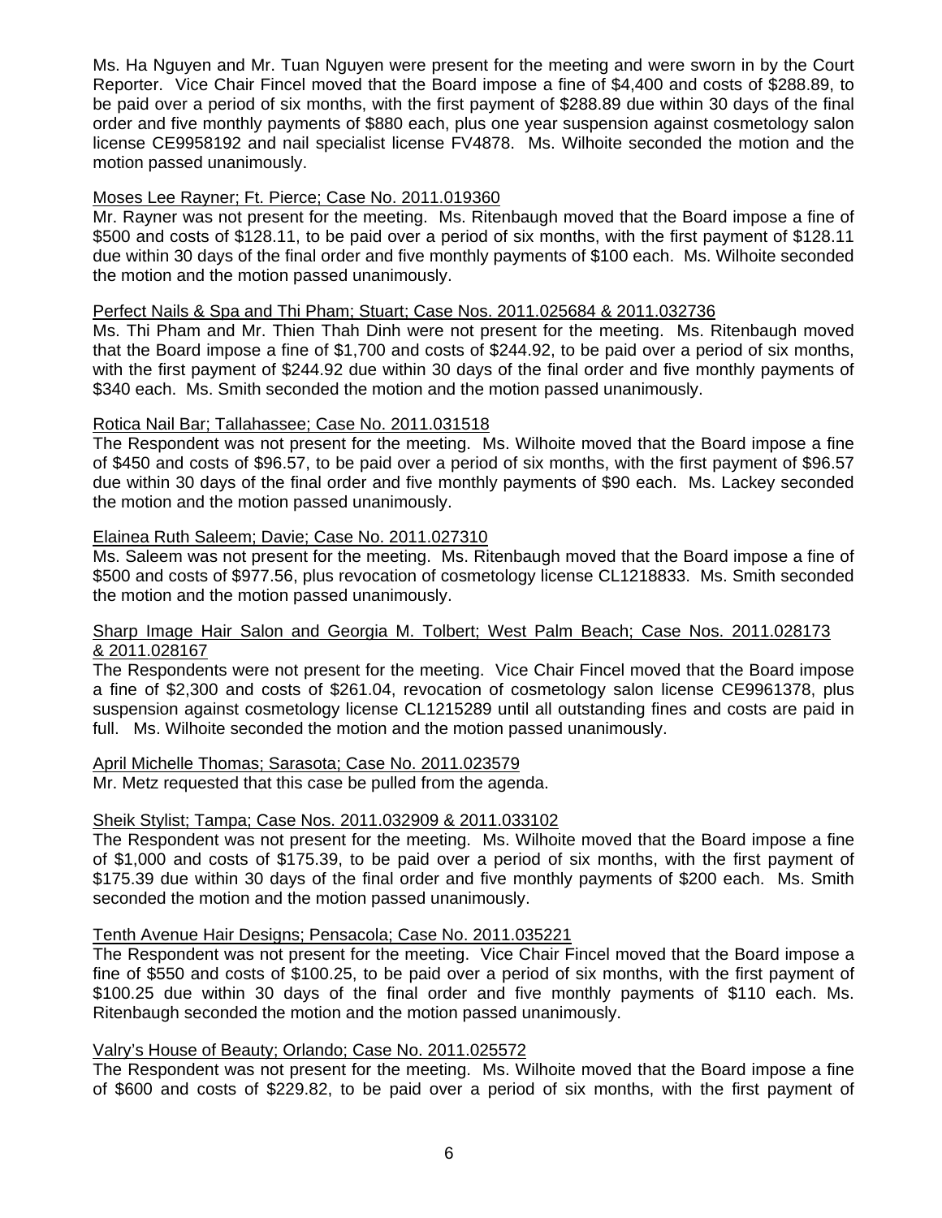Ms. Ha Nguyen and Mr. Tuan Nguyen were present for the meeting and were sworn in by the Court Reporter. Vice Chair Fincel moved that the Board impose a fine of $4,400 and costs of $288.89, to be paid over a period of six months, with the first payment of $288.89 due within 30 days of the final order and five monthly payments of $880 each, plus one year suspension against cosmetology salon license CE9958192 and nail specialist license FV4878. Ms. Wilhoite seconded the motion and the motion passed unanimously.

<u>Moses Lee Rayner; Ft. Pierce; Case No. 2011.019360</u>

Mr. Rayner was not present for the meeting. Ms. Ritenbaugh moved that the Board impose a fine of $500 and costs of $128.11, to be paid over a period of six months, with the first payment of $128.11 due within 30 days of the final order and five monthly payments of $100 each. Ms. Wilhoite seconded the motion and the motion passed unanimously.

<u>Perfect Nails & Spa and Thi Pham; Stuart; Case Nos. 2011.025684 & 2011.032736</u>

Ms. Thi Pham and Mr. Thien Thah Dinh were not present for the meeting. Ms. Ritenbaugh moved that the Board impose a fine of $1,700 and costs of $244.92, to be paid over a period of six months, with the first payment of $244.92 due within 30 days of the final order and five monthly payments of $340 each. Ms. Smith seconded the motion and the motion passed unanimously.

<u>Rotica Nail Bar; Tallahassee; Case No. 2011.031518</u>

The Respondent was not present for the meeting. Ms. Wilhoite moved that the Board impose a fine of $450 and costs of $96.57, to be paid over a period of six months, with the first payment of $96.57 due within 30 days of the final order and five monthly payments of $90 each. Ms. Lackey seconded the motion and the motion passed unanimously.

<u>Elainea Ruth Saleem; Davie; Case No. 2011.027310</u>

Ms. Saleem was not present for the meeting. Ms. Ritenbaugh moved that the Board impose a fine of $500 and costs of $977.56, plus revocation of cosmetology license CL1218833. Ms. Smith seconded the motion and the motion passed unanimously.

<u>Sharp Image Hair Salon and Georgia M. Tolbert; West Palm Beach; Case Nos. 2011.028173 & 2011.028167</u>

The Respondents were not present for the meeting. Vice Chair Fincel moved that the Board impose a fine of $2,300 and costs of $261.04, revocation of cosmetology salon license CE9961378, plus suspension against cosmetology license CL1215289 until all outstanding fines and costs are paid in full. Ms. Wilhoite seconded the motion and the motion passed unanimously.

<u>April Michelle Thomas; Sarasota; Case No. 2011.023579</u>

Mr. Metz requested that this case be pulled from the agenda.

<u>Sheik Stylist; Tampa; Case Nos. 2011.032909 & 2011.033102</u>

The Respondent was not present for the meeting. Ms. Wilhoite moved that the Board impose a fine of $1,000 and costs of $175.39, to be paid over a period of six months, with the first payment of $175.39 due within 30 days of the final order and five monthly payments of $200 each. Ms. Smith seconded the motion and the motion passed unanimously.

<u>Tenth Avenue Hair Designs; Pensacola; Case No. 2011.035221</u>

The Respondent was not present for the meeting. Vice Chair Fincel moved that the Board impose a fine of $550 and costs of $100.25, to be paid over a period of six months, with the first payment of $100.25 due within 30 days of the final order and five monthly payments of $110 each. Ms. Ritenbaugh seconded the motion and the motion passed unanimously.

<u>Valry's House of Beauty; Orlando; Case No. 2011.025572</u>

The Respondent was not present for the meeting. Ms. Wilhoite moved that the Board impose a fine of $600 and costs of $229.82, to be paid over a period of six months, with the first payment of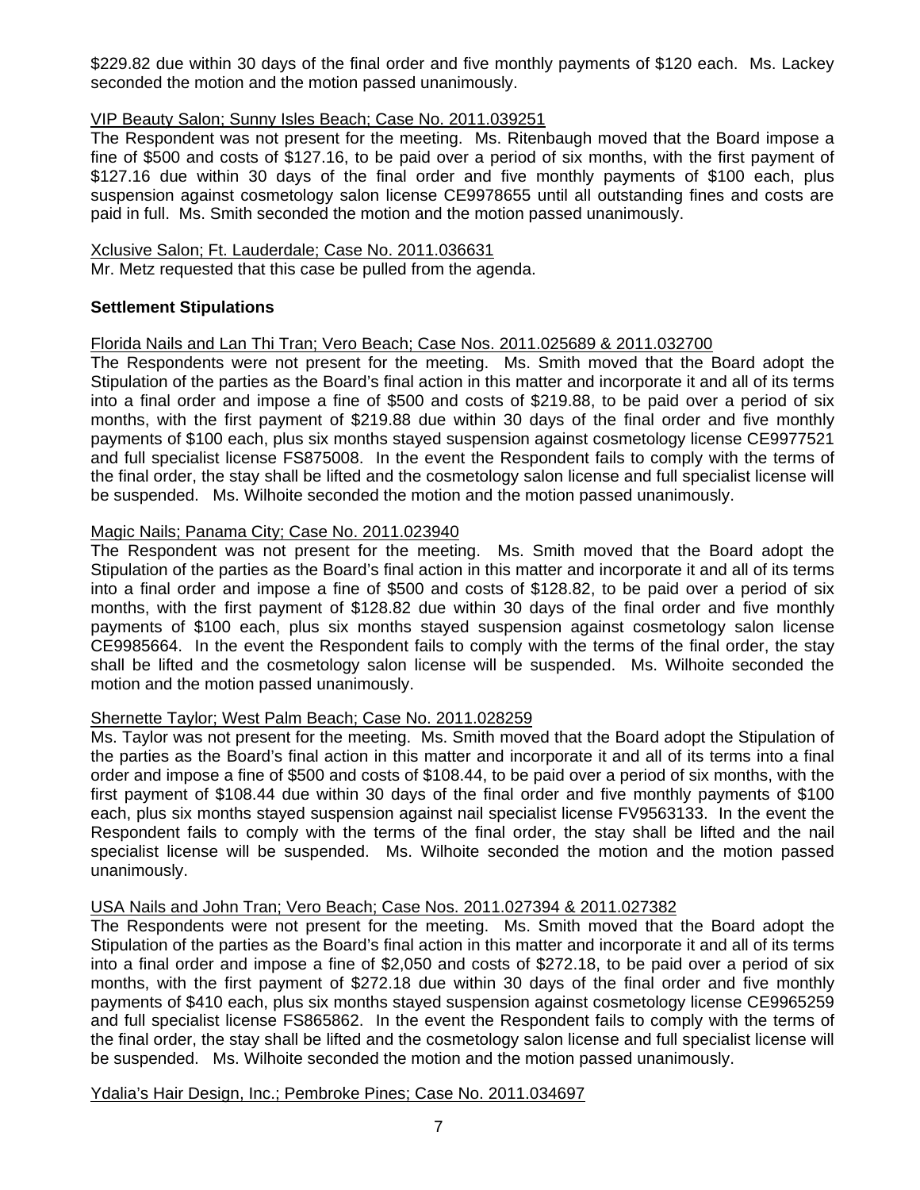$229.82 due within 30 days of the final order and five monthly payments of $120 each. Ms. Lackey seconded the motion and the motion passed unanimously.

VIP Beauty Salon; Sunny Isles Beach; Case No. 2011.039251

The Respondent was not present for the meeting. Ms. Ritenbaugh moved that the Board impose a fine of $500 and costs of $127.16, to be paid over a period of six months, with the first payment of $127.16 due within 30 days of the final order and five monthly payments of $100 each, plus suspension against cosmetology salon license CE9978655 until all outstanding fines and costs are paid in full. Ms. Smith seconded the motion and the motion passed unanimously.

Xclusive Salon; Ft. Lauderdale; Case No. 2011.036631

Mr. Metz requested that this case be pulled from the agenda.

**Settlement Stipulations**

Florida Nails and Lan Thi Tran; Vero Beach; Case Nos. 2011.025689 & 2011.032700

The Respondents were not present for the meeting. Ms. Smith moved that the Board adopt the Stipulation of the parties as the Board's final action in this matter and incorporate it and all of its terms into a final order and impose a fine of $500 and costs of $219.88, to be paid over a period of six months, with the first payment of $219.88 due within 30 days of the final order and five monthly payments of $100 each, plus six months stayed suspension against cosmetology license CE9977521 and full specialist license FS875008. In the event the Respondent fails to comply with the terms of the final order, the stay shall be lifted and the cosmetology salon license and full specialist license will be suspended. Ms. Wilhoite seconded the motion and the motion passed unanimously.

Magic Nails; Panama City; Case No. 2011.023940

The Respondent was not present for the meeting. Ms. Smith moved that the Board adopt the Stipulation of the parties as the Board's final action in this matter and incorporate it and all of its terms into a final order and impose a fine of $500 and costs of $128.82, to be paid over a period of six months, with the first payment of $128.82 due within 30 days of the final order and five monthly payments of $100 each, plus six months stayed suspension against cosmetology salon license CE9985664. In the event the Respondent fails to comply with the terms of the final order, the stay shall be lifted and the cosmetology salon license will be suspended. Ms. Wilhoite seconded the motion and the motion passed unanimously.

Shernette Taylor; West Palm Beach; Case No. 2011.028259

Ms. Taylor was not present for the meeting. Ms. Smith moved that the Board adopt the Stipulation of the parties as the Board's final action in this matter and incorporate it and all of its terms into a final order and impose a fine of $500 and costs of $108.44, to be paid over a period of six months, with the first payment of $108.44 due within 30 days of the final order and five monthly payments of $100 each, plus six months stayed suspension against nail specialist license FV9563133. In the event the Respondent fails to comply with the terms of the final order, the stay shall be lifted and the nail specialist license will be suspended. Ms. Wilhoite seconded the motion and the motion passed unanimously.

USA Nails and John Tran; Vero Beach; Case Nos. 2011.027394 & 2011.027382

The Respondents were not present for the meeting. Ms. Smith moved that the Board adopt the Stipulation of the parties as the Board's final action in this matter and incorporate it and all of its terms into a final order and impose a fine of $2,050 and costs of $272.18, to be paid over a period of six months, with the first payment of $272.18 due within 30 days of the final order and five monthly payments of $410 each, plus six months stayed suspension against cosmetology license CE9965259 and full specialist license FS865862. In the event the Respondent fails to comply with the terms of the final order, the stay shall be lifted and the cosmetology salon license and full specialist license will be suspended. Ms. Wilhoite seconded the motion and the motion passed unanimously.

Ydalia's Hair Design, Inc.; Pembroke Pines; Case No. 2011.034697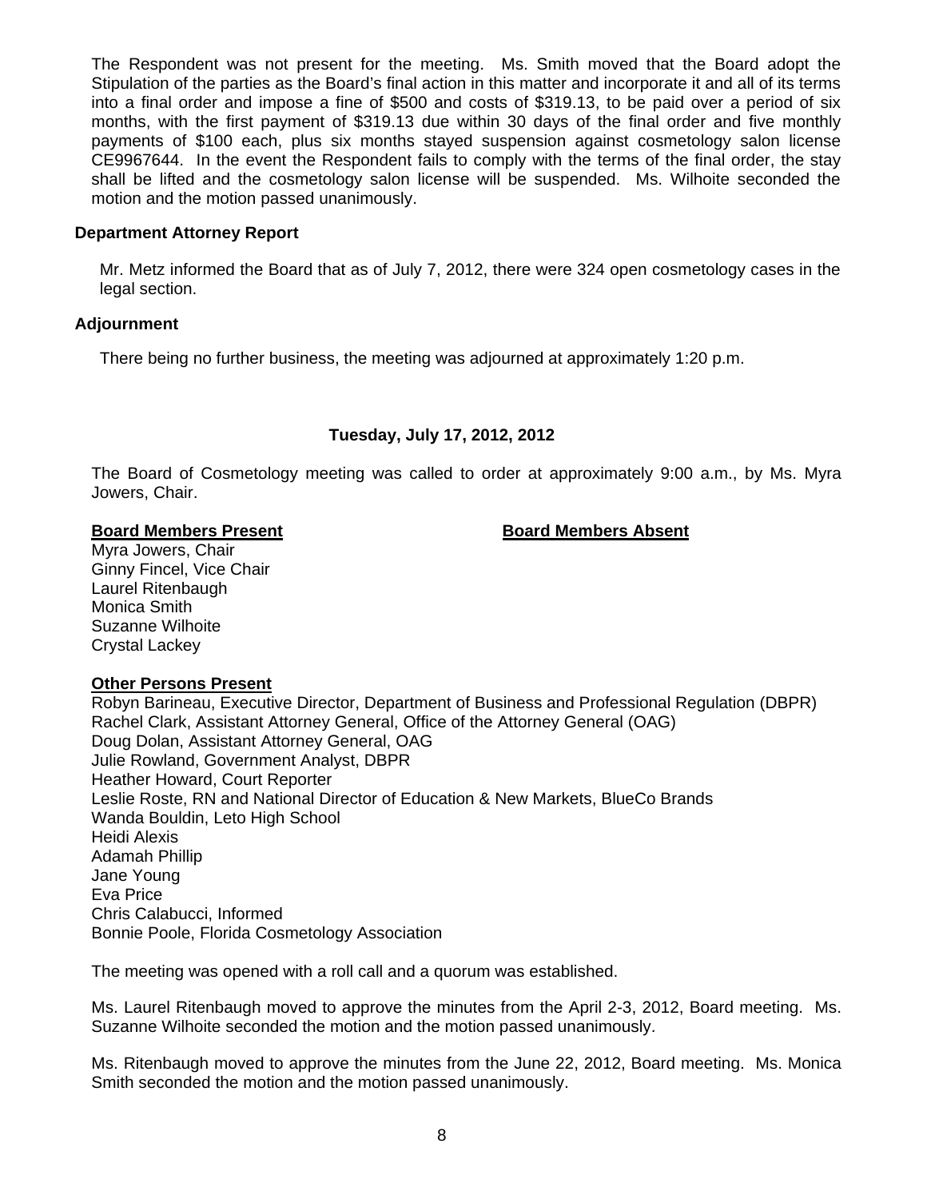The Respondent was not present for the meeting. Ms. Smith moved that the Board adopt the Stipulation of the parties as the Board's final action in this matter and incorporate it and all of its terms into a final order and impose a fine of $500 and costs of $319.13, to be paid over a period of six months, with the first payment of $319.13 due within 30 days of the final order and five monthly payments of $100 each, plus six months stayed suspension against cosmetology salon license CE9967644. In the event the Respondent fails to comply with the terms of the final order, the stay shall be lifted and the cosmetology salon license will be suspended. Ms. Wilhoite seconded the motion and the motion passed unanimously.

### Department Attorney Report

Mr. Metz informed the Board that as of July 7, 2012, there were 324 open cosmetology cases in the legal section.

### Adjournment

There being no further business, the meeting was adjourned at approximately 1:20 p.m.

## Tuesday, July 17, 2012, 2012

The Board of Cosmetology meeting was called to order at approximately 9:00 a.m., by Ms. Myra Jowers, Chair.

**Board Members Present**

Myra Jowers, Chair
Ginny Fincel, Vice Chair
Laurel Ritenbaugh
Monica Smith
Suzanne Wilhoite
Crystal Lackey

**Board Members Absent**

**Other Persons Present**

Robyn Barineau, Executive Director, Department of Business and Professional Regulation (DBPR)
Rachel Clark, Assistant Attorney General, Office of the Attorney General (OAG)
Doug Dolan, Assistant Attorney General, OAG
Julie Rowland, Government Analyst, DBPR
Heather Howard, Court Reporter
Leslie Roste, RN and National Director of Education & New Markets, BlueCo Brands
Wanda Bouldin, Leto High School
Heidi Alexis
Adamah Phillip
Jane Young
Eva Price
Chris Calabucci, Informed
Bonnie Poole, Florida Cosmetology Association

The meeting was opened with a roll call and a quorum was established.

Ms. Laurel Ritenbaugh moved to approve the minutes from the April 2-3, 2012, Board meeting. Ms. Suzanne Wilhoite seconded the motion and the motion passed unanimously.

Ms. Ritenbaugh moved to approve the minutes from the June 22, 2012, Board meeting. Ms. Monica Smith seconded the motion and the motion passed unanimously.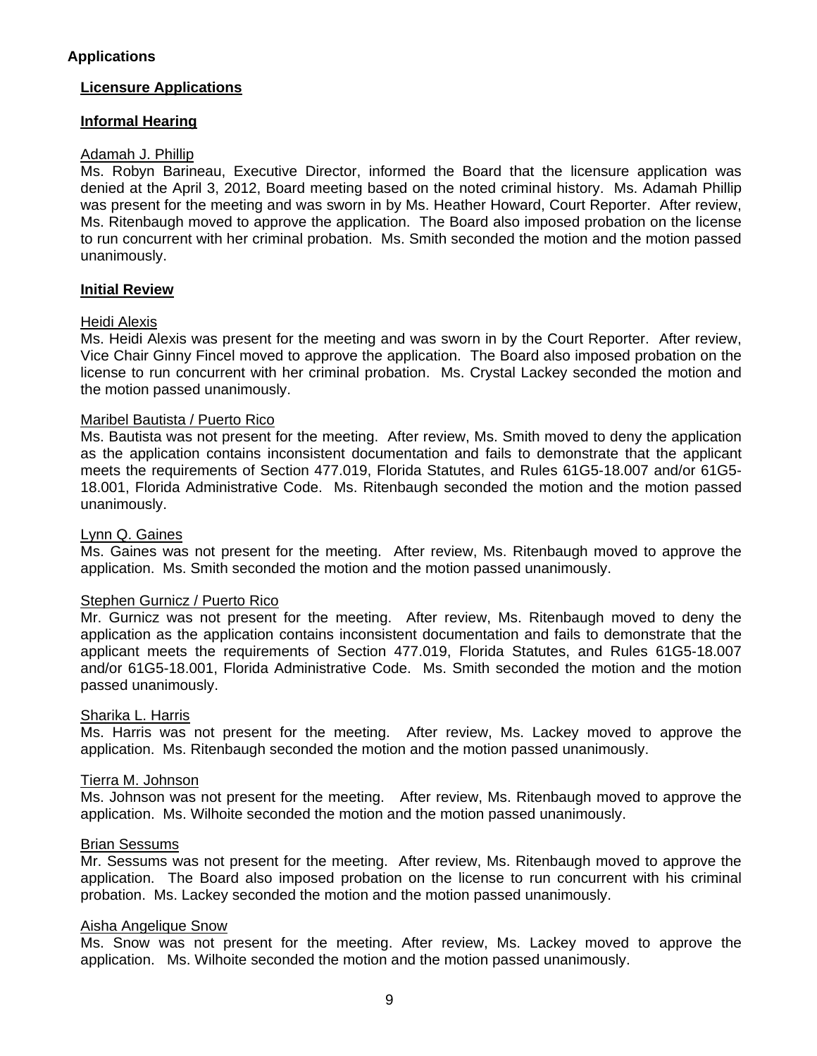## Applications

### Licensure Applications

#### Informal Hearing

Adamah J. Phillip

Ms. Robyn Barineau, Executive Director, informed the Board that the licensure application was denied at the April 3, 2012, Board meeting based on the noted criminal history. Ms. Adamah Phillip was present for the meeting and was sworn in by Ms. Heather Howard, Court Reporter. After review, Ms. Ritenbaugh moved to approve the application. The Board also imposed probation on the license to run concurrent with her criminal probation. Ms. Smith seconded the motion and the motion passed unanimously.

#### Initial Review

Heidi Alexis

Ms. Heidi Alexis was present for the meeting and was sworn in by the Court Reporter. After review, Vice Chair Ginny Fincel moved to approve the application. The Board also imposed probation on the license to run concurrent with her criminal probation. Ms. Crystal Lackey seconded the motion and the motion passed unanimously.

Maribel Bautista / Puerto Rico

Ms. Bautista was not present for the meeting. After review, Ms. Smith moved to deny the application as the application contains inconsistent documentation and fails to demonstrate that the applicant meets the requirements of Section 477.019, Florida Statutes, and Rules 61G5-18.007 and/or 61G5-18.001, Florida Administrative Code. Ms. Ritenbaugh seconded the motion and the motion passed unanimously.

Lynn Q. Gaines

Ms. Gaines was not present for the meeting. After review, Ms. Ritenbaugh moved to approve the application. Ms. Smith seconded the motion and the motion passed unanimously.

Stephen Gurnicz / Puerto Rico

Mr. Gurnicz was not present for the meeting. After review, Ms. Ritenbaugh moved to deny the application as the application contains inconsistent documentation and fails to demonstrate that the applicant meets the requirements of Section 477.019, Florida Statutes, and Rules 61G5-18.007 and/or 61G5-18.001, Florida Administrative Code. Ms. Smith seconded the motion and the motion passed unanimously.

Sharika L. Harris

Ms. Harris was not present for the meeting. After review, Ms. Lackey moved to approve the application. Ms. Ritenbaugh seconded the motion and the motion passed unanimously.

Tierra M. Johnson

Ms. Johnson was not present for the meeting. After review, Ms. Ritenbaugh moved to approve the application. Ms. Wilhoite seconded the motion and the motion passed unanimously.

Brian Sessums

Mr. Sessums was not present for the meeting. After review, Ms. Ritenbaugh moved to approve the application. The Board also imposed probation on the license to run concurrent with his criminal probation. Ms. Lackey seconded the motion and the motion passed unanimously.

Aisha Angelique Snow

Ms. Snow was not present for the meeting. After review, Ms. Lackey moved to approve the application. Ms. Wilhoite seconded the motion and the motion passed unanimously.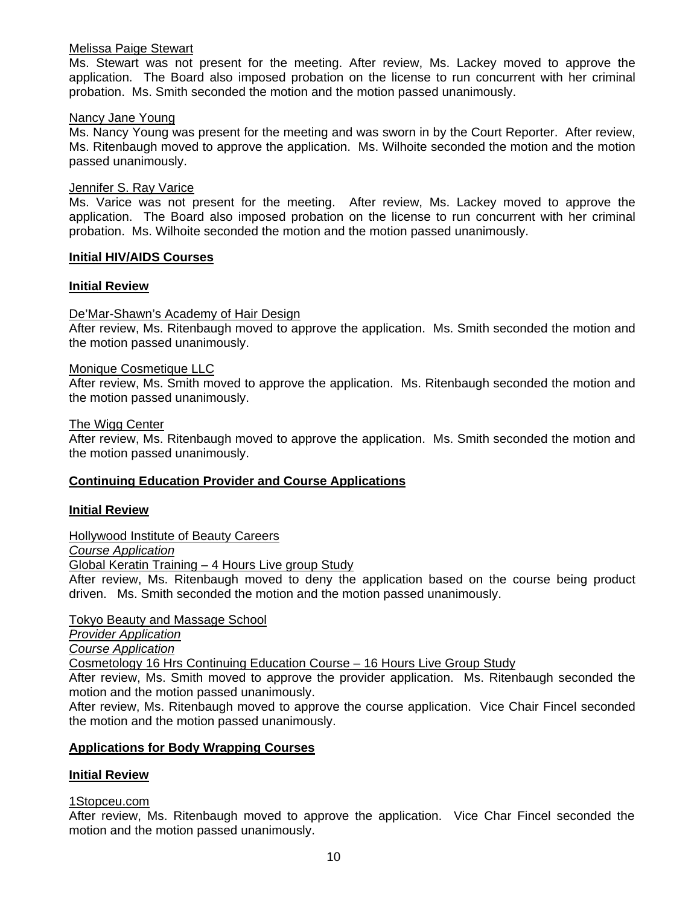Melissa Paige Stewart

Ms. Stewart was not present for the meeting. After review, Ms. Lackey moved to approve the application. The Board also imposed probation on the license to run concurrent with her criminal probation. Ms. Smith seconded the motion and the motion passed unanimously.

Nancy Jane Young

Ms. Nancy Young was present for the meeting and was sworn in by the Court Reporter. After review, Ms. Ritenbaugh moved to approve the application. Ms. Wilhoite seconded the motion and the motion passed unanimously.

Jennifer S. Ray Varice

Ms. Varice was not present for the meeting. After review, Ms. Lackey moved to approve the application. The Board also imposed probation on the license to run concurrent with her criminal probation. Ms. Wilhoite seconded the motion and the motion passed unanimously.

**Initial HIV/AIDS Courses**

**Initial Review**

De'Mar-Shawn's Academy of Hair Design

After review, Ms. Ritenbaugh moved to approve the application. Ms. Smith seconded the motion and the motion passed unanimously.

Monique Cosmetique LLC

After review, Ms. Smith moved to approve the application. Ms. Ritenbaugh seconded the motion and the motion passed unanimously.

The Wigg Center

After review, Ms. Ritenbaugh moved to approve the application. Ms. Smith seconded the motion and the motion passed unanimously.

**Continuing Education Provider and Course Applications**

**Initial Review**

Hollywood Institute of Beauty Careers

*Course Application*

Global Keratin Training – 4 Hours Live group Study

After review, Ms. Ritenbaugh moved to deny the application based on the course being product driven. Ms. Smith seconded the motion and the motion passed unanimously.

Tokyo Beauty and Massage School

*Provider Application*

*Course Application*

Cosmetology 16 Hrs Continuing Education Course – 16 Hours Live Group Study

After review, Ms. Smith moved to approve the provider application. Ms. Ritenbaugh seconded the motion and the motion passed unanimously.

After review, Ms. Ritenbaugh moved to approve the course application. Vice Chair Fincel seconded the motion and the motion passed unanimously.

**Applications for Body Wrapping Courses**

**Initial Review**

1Stopceu.com

After review, Ms. Ritenbaugh moved to approve the application. Vice Char Fincel seconded the motion and the motion passed unanimously.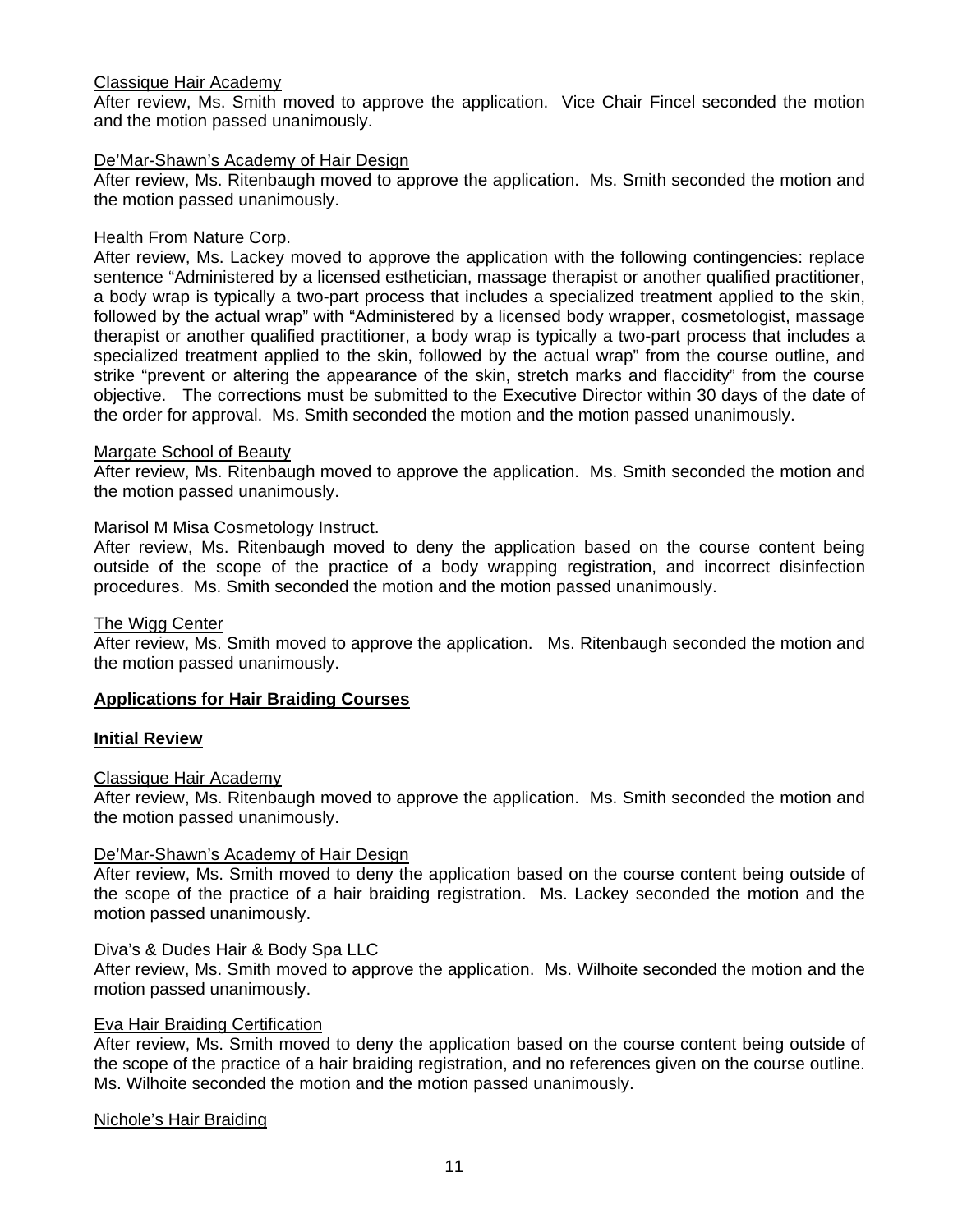Classique Hair Academy

After review, Ms. Smith moved to approve the application. Vice Chair Fincel seconded the motion and the motion passed unanimously.

De'Mar-Shawn's Academy of Hair Design

After review, Ms. Ritenbaugh moved to approve the application. Ms. Smith seconded the motion and the motion passed unanimously.

Health From Nature Corp.

After review, Ms. Lackey moved to approve the application with the following contingencies: replace sentence "Administered by a licensed esthetician, massage therapist or another qualified practitioner, a body wrap is typically a two-part process that includes a specialized treatment applied to the skin, followed by the actual wrap" with "Administered by a licensed body wrapper, cosmetologist, massage therapist or another qualified practitioner, a body wrap is typically a two-part process that includes a specialized treatment applied to the skin, followed by the actual wrap" from the course outline, and strike "prevent or altering the appearance of the skin, stretch marks and flaccidity" from the course objective. The corrections must be submitted to the Executive Director within 30 days of the date of the order for approval. Ms. Smith seconded the motion and the motion passed unanimously.

Margate School of Beauty

After review, Ms. Ritenbaugh moved to approve the application. Ms. Smith seconded the motion and the motion passed unanimously.

Marisol M Misa Cosmetology Instruct.

After review, Ms. Ritenbaugh moved to deny the application based on the course content being outside of the scope of the practice of a body wrapping registration, and incorrect disinfection procedures. Ms. Smith seconded the motion and the motion passed unanimously.

The Wigg Center

After review, Ms. Smith moved to approve the application. Ms. Ritenbaugh seconded the motion and the motion passed unanimously.

**Applications for Hair Braiding Courses**

**Initial Review**

Classique Hair Academy

After review, Ms. Ritenbaugh moved to approve the application. Ms. Smith seconded the motion and the motion passed unanimously.

De'Mar-Shawn's Academy of Hair Design

After review, Ms. Smith moved to deny the application based on the course content being outside of the scope of the practice of a hair braiding registration. Ms. Lackey seconded the motion and the motion passed unanimously.

Diva's & Dudes Hair & Body Spa LLC

After review, Ms. Smith moved to approve the application. Ms. Wilhoite seconded the motion and the motion passed unanimously.

Eva Hair Braiding Certification

After review, Ms. Smith moved to deny the application based on the course content being outside of the scope of the practice of a hair braiding registration, and no references given on the course outline. Ms. Wilhoite seconded the motion and the motion passed unanimously.

Nichole's Hair Braiding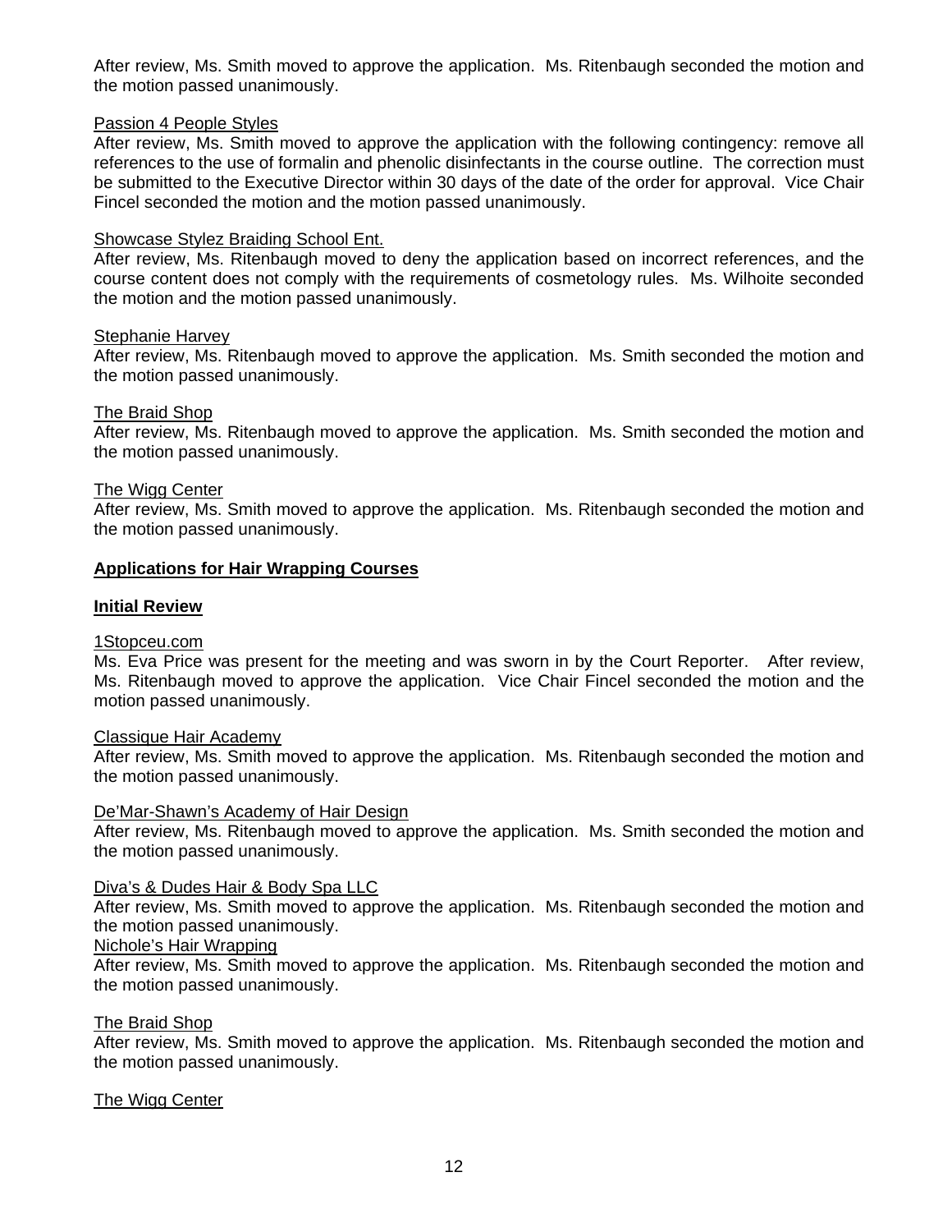After review, Ms. Smith moved to approve the application. Ms. Ritenbaugh seconded the motion and the motion passed unanimously.

Passion 4 People Styles

After review, Ms. Smith moved to approve the application with the following contingency: remove all references to the use of formalin and phenolic disinfectants in the course outline. The correction must be submitted to the Executive Director within 30 days of the date of the order for approval. Vice Chair Fincel seconded the motion and the motion passed unanimously.

Showcase Stylez Braiding School Ent.

After review, Ms. Ritenbaugh moved to deny the application based on incorrect references, and the course content does not comply with the requirements of cosmetology rules. Ms. Wilhoite seconded the motion and the motion passed unanimously.

Stephanie Harvey

After review, Ms. Ritenbaugh moved to approve the application. Ms. Smith seconded the motion and the motion passed unanimously.

The Braid Shop

After review, Ms. Ritenbaugh moved to approve the application. Ms. Smith seconded the motion and the motion passed unanimously.

The Wigg Center

After review, Ms. Smith moved to approve the application. Ms. Ritenbaugh seconded the motion and the motion passed unanimously.

**Applications for Hair Wrapping Courses**

**Initial Review**

1Stopceu.com

Ms. Eva Price was present for the meeting and was sworn in by the Court Reporter. After review, Ms. Ritenbaugh moved to approve the application. Vice Chair Fincel seconded the motion and the motion passed unanimously.

Classique Hair Academy

After review, Ms. Smith moved to approve the application. Ms. Ritenbaugh seconded the motion and the motion passed unanimously.

De'Mar-Shawn's Academy of Hair Design

After review, Ms. Ritenbaugh moved to approve the application. Ms. Smith seconded the motion and the motion passed unanimously.

Diva's & Dudes Hair & Body Spa LLC

After review, Ms. Smith moved to approve the application. Ms. Ritenbaugh seconded the motion and the motion passed unanimously.

Nichole's Hair Wrapping

After review, Ms. Smith moved to approve the application. Ms. Ritenbaugh seconded the motion and the motion passed unanimously.

The Braid Shop

After review, Ms. Smith moved to approve the application. Ms. Ritenbaugh seconded the motion and the motion passed unanimously.

The Wigg Center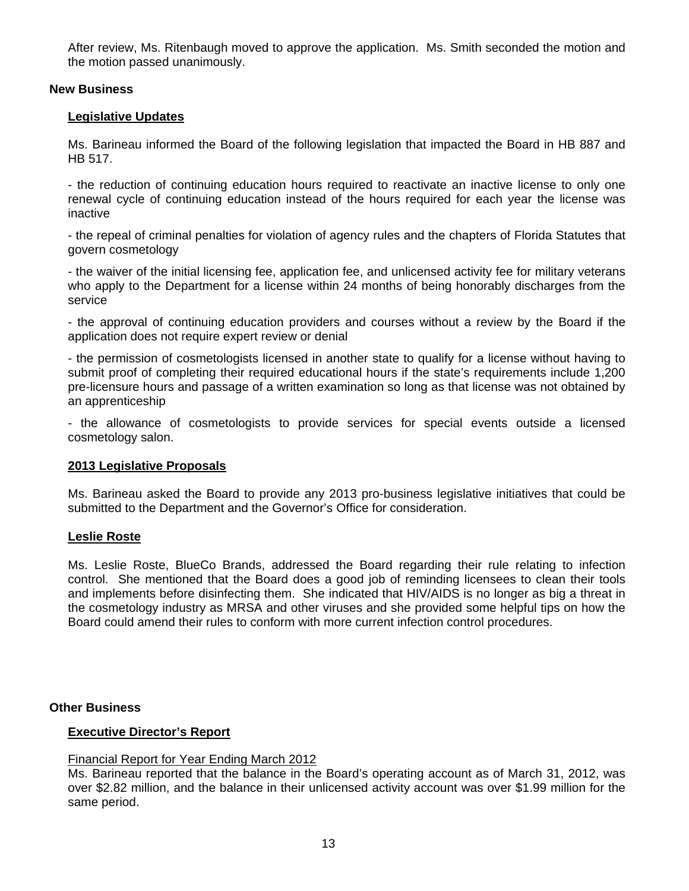After review, Ms. Ritenbaugh moved to approve the application. Ms. Smith seconded the motion and the motion passed unanimously.

## New Business

### Legislative Updates

Ms. Barineau informed the Board of the following legislation that impacted the Board in HB 887 and HB 517.

- the reduction of continuing education hours required to reactivate an inactive license to only one renewal cycle of continuing education instead of the hours required for each year the license was inactive

- the repeal of criminal penalties for violation of agency rules and the chapters of Florida Statutes that govern cosmetology

- the waiver of the initial licensing fee, application fee, and unlicensed activity fee for military veterans who apply to the Department for a license within 24 months of being honorably discharges from the service

- the approval of continuing education providers and courses without a review by the Board if the application does not require expert review or denial

- the permission of cosmetologists licensed in another state to qualify for a license without having to submit proof of completing their required educational hours if the state's requirements include 1,200 pre-licensure hours and passage of a written examination so long as that license was not obtained by an apprenticeship

- the allowance of cosmetologists to provide services for special events outside a licensed cosmetology salon.

### 2013 Legislative Proposals

Ms. Barineau asked the Board to provide any 2013 pro-business legislative initiatives that could be submitted to the Department and the Governor's Office for consideration.

### Leslie Roste

Ms. Leslie Roste, BlueCo Brands, addressed the Board regarding their rule relating to infection control. She mentioned that the Board does a good job of reminding licensees to clean their tools and implements before disinfecting them. She indicated that HIV/AIDS is no longer as big a threat in the cosmetology industry as MRSA and other viruses and she provided some helpful tips on how the Board could amend their rules to conform with more current infection control procedures.

## Other Business

### Executive Director's Report

Financial Report for Year Ending March 2012

Ms. Barineau reported that the balance in the Board's operating account as of March 31, 2012, was over \$2.82 million, and the balance in their unlicensed activity account was over \$1.99 million for the same period.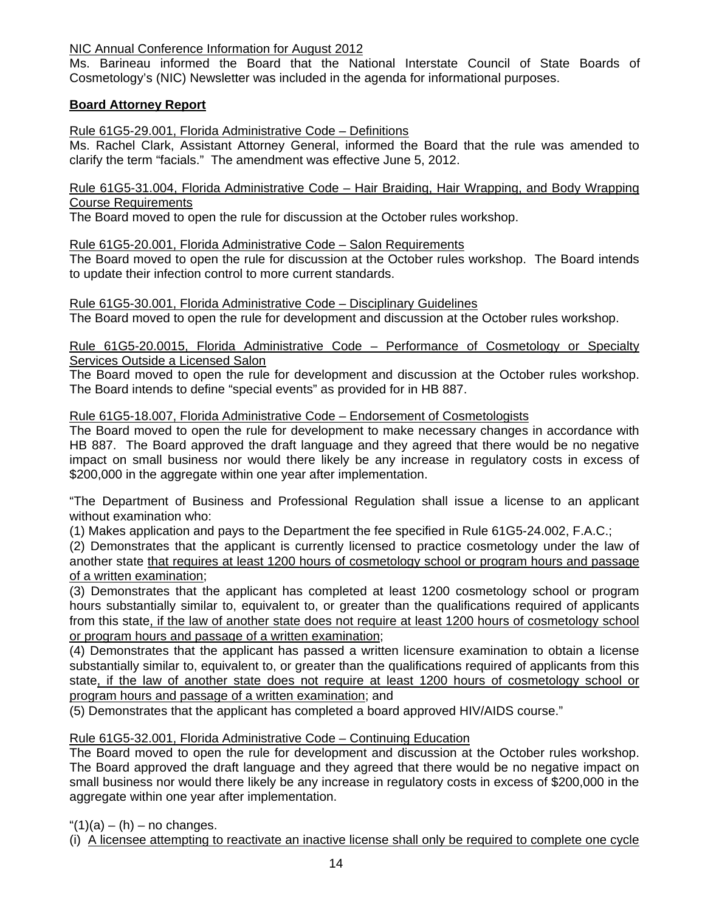NIC Annual Conference Information for August 2012

Ms. Barineau informed the Board that the National Interstate Council of State Boards of Cosmetology's (NIC) Newsletter was included in the agenda for informational purposes.

**Board Attorney Report**

Rule 61G5-29.001, Florida Administrative Code – Definitions

Ms. Rachel Clark, Assistant Attorney General, informed the Board that the rule was amended to clarify the term "facials." The amendment was effective June 5, 2012.

Rule 61G5-31.004, Florida Administrative Code – Hair Braiding, Hair Wrapping, and Body Wrapping Course Requirements

The Board moved to open the rule for discussion at the October rules workshop.

Rule 61G5-20.001, Florida Administrative Code – Salon Requirements

The Board moved to open the rule for discussion at the October rules workshop. The Board intends to update their infection control to more current standards.

Rule 61G5-30.001, Florida Administrative Code – Disciplinary Guidelines

The Board moved to open the rule for development and discussion at the October rules workshop.

Rule 61G5-20.0015, Florida Administrative Code – Performance of Cosmetology or Specialty Services Outside a Licensed Salon

The Board moved to open the rule for development and discussion at the October rules workshop. The Board intends to define "special events" as provided for in HB 887.

Rule 61G5-18.007, Florida Administrative Code – Endorsement of Cosmetologists

The Board moved to open the rule for development to make necessary changes in accordance with HB 887. The Board approved the draft language and they agreed that there would be no negative impact on small business nor would there likely be any increase in regulatory costs in excess of $200,000 in the aggregate within one year after implementation.

"The Department of Business and Professional Regulation shall issue a license to an applicant without examination who:

(1) Makes application and pays to the Department the fee specified in Rule 61G5-24.002, F.A.C.;

(2) Demonstrates that the applicant is currently licensed to practice cosmetology under the law of another state that requires at least 1200 hours of cosmetology school or program hours and passage of a written examination;

(3) Demonstrates that the applicant has completed at least 1200 cosmetology school or program hours substantially similar to, equivalent to, or greater than the qualifications required of applicants from this state, if the law of another state does not require at least 1200 hours of cosmetology school or program hours and passage of a written examination;

(4) Demonstrates that the applicant has passed a written licensure examination to obtain a license substantially similar to, equivalent to, or greater than the qualifications required of applicants from this state, if the law of another state does not require at least 1200 hours of cosmetology school or program hours and passage of a written examination; and

(5) Demonstrates that the applicant has completed a board approved HIV/AIDS course."

Rule 61G5-32.001, Florida Administrative Code – Continuing Education

The Board moved to open the rule for development and discussion at the October rules workshop. The Board approved the draft language and they agreed that there would be no negative impact on small business nor would there likely be any increase in regulatory costs in excess of $200,000 in the aggregate within one year after implementation.

"(1)(a) – (h) – no changes.

(i) A licensee attempting to reactivate an inactive license shall only be required to complete one cycle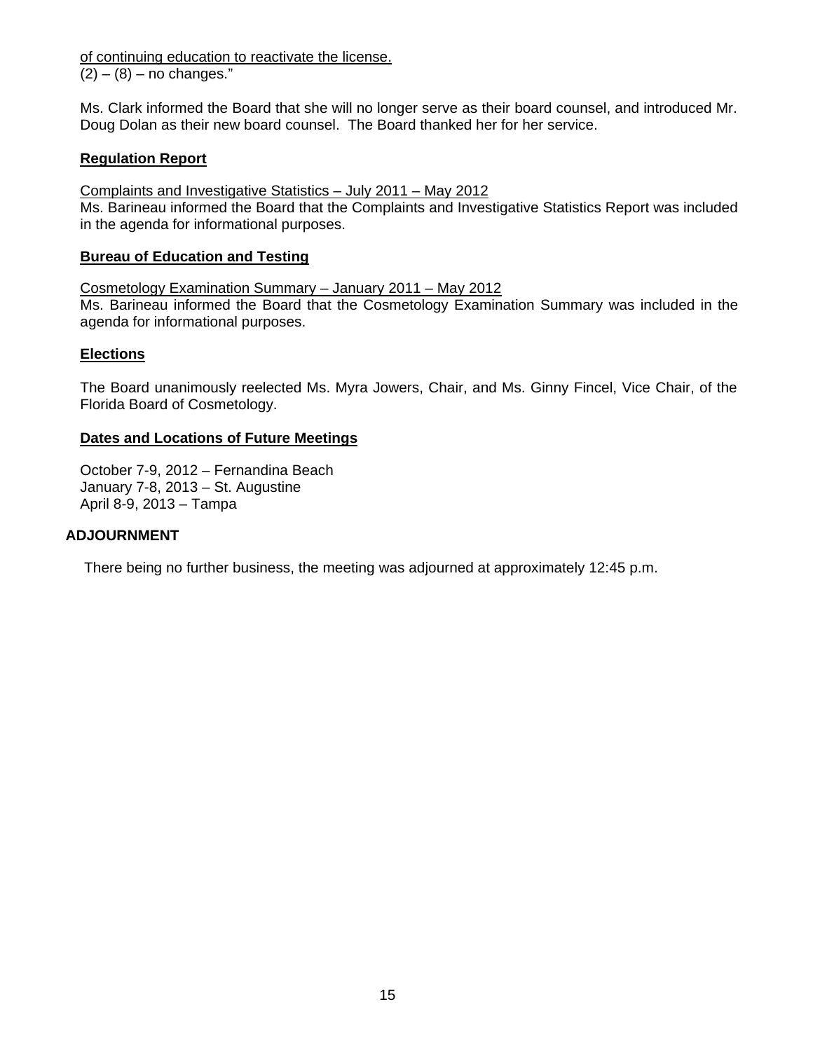of continuing education to reactivate the license.
(2) – (8) – no changes."

Ms. Clark informed the Board that she will no longer serve as their board counsel, and introduced Mr. Doug Dolan as their new board counsel. The Board thanked her for her service.

**Regulation Report**

Complaints and Investigative Statistics – July 2011 – May 2012
Ms. Barineau informed the Board that the Complaints and Investigative Statistics Report was included in the agenda for informational purposes.

**Bureau of Education and Testing**

Cosmetology Examination Summary – January 2011 – May 2012
Ms. Barineau informed the Board that the Cosmetology Examination Summary was included in the agenda for informational purposes.

**Elections**

The Board unanimously reelected Ms. Myra Jowers, Chair, and Ms. Ginny Fincel, Vice Chair, of the Florida Board of Cosmetology.

**Dates and Locations of Future Meetings**

October 7-9, 2012 – Fernandina Beach
January 7-8, 2013 – St. Augustine
April 8-9, 2013 – Tampa

**ADJOURNMENT**

There being no further business, the meeting was adjourned at approximately 12:45 p.m.